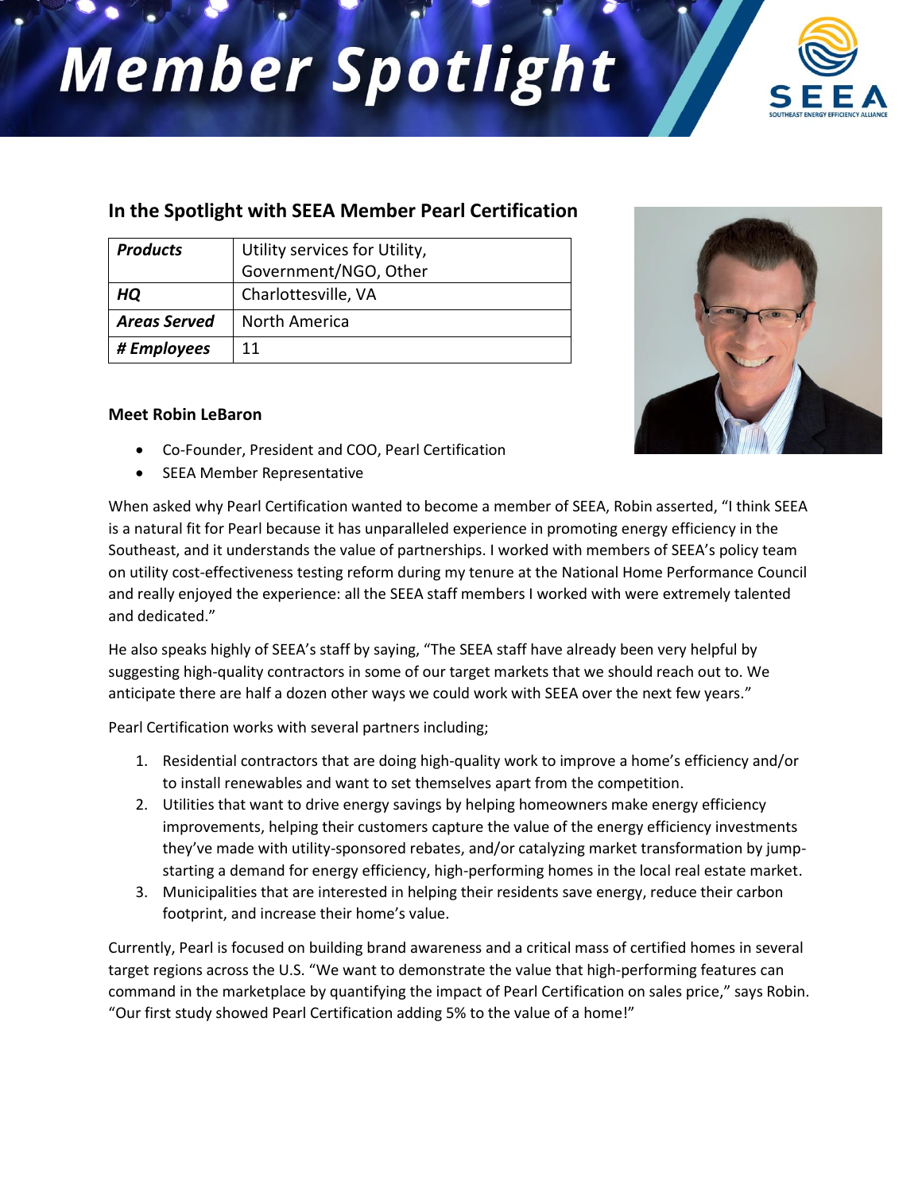# Member Spotlight

## In the Spotlight with SEEA Member Pearl Certification

| | |
|---|---|
| ***Products*** | Utility services for Utility, Government/NGO, Other |
| ***HQ*** | Charlottesville, VA |
| ***Areas Served*** | North America |
| ***# Employees*** | 11 |

**Meet Robin LeBaron**

- Co-Founder, President and COO, Pearl Certification
- SEEA Member Representative

When asked why Pearl Certification wanted to become a member of SEEA, Robin asserted, "I think SEEA is a natural fit for Pearl because it has unparalleled experience in promoting energy efficiency in the Southeast, and it understands the value of partnerships. I worked with members of SEEA's policy team on utility cost-effectiveness testing reform during my tenure at the National Home Performance Council and really enjoyed the experience: all the SEEA staff members I worked with were extremely talented and dedicated."

He also speaks highly of SEEA's staff by saying, "The SEEA staff have already been very helpful by suggesting high-quality contractors in some of our target markets that we should reach out to. We anticipate there are half a dozen other ways we could work with SEEA over the next few years."

Pearl Certification works with several partners including;

1. Residential contractors that are doing high-quality work to improve a home's efficiency and/or to install renewables and want to set themselves apart from the competition.
2. Utilities that want to drive energy savings by helping homeowners make energy efficiency improvements, helping their customers capture the value of the energy efficiency investments they've made with utility-sponsored rebates, and/or catalyzing market transformation by jump-starting a demand for energy efficiency, high-performing homes in the local real estate market.
3. Municipalities that are interested in helping their residents save energy, reduce their carbon footprint, and increase their home's value.

Currently, Pearl is focused on building brand awareness and a critical mass of certified homes in several target regions across the U.S. "We want to demonstrate the value that high-performing features can command in the marketplace by quantifying the impact of Pearl Certification on sales price," says Robin. "Our first study showed Pearl Certification adding 5% to the value of a home!"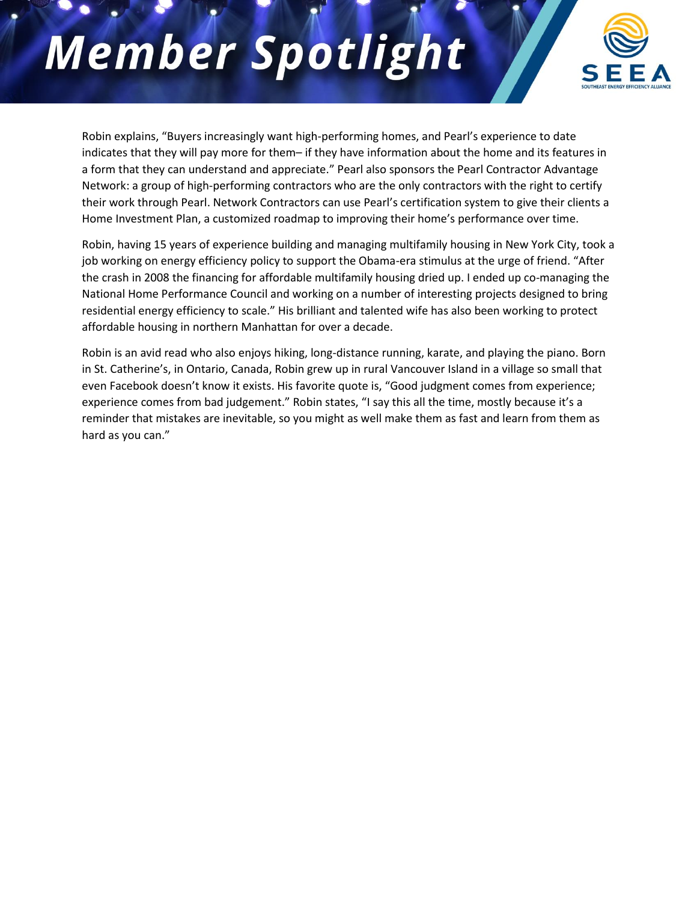# Member Spotlight

Robin explains, "Buyers increasingly want high-performing homes, and Pearl's experience to date indicates that they will pay more for them– if they have information about the home and its features in a form that they can understand and appreciate." Pearl also sponsors the Pearl Contractor Advantage Network: a group of high-performing contractors who are the only contractors with the right to certify their work through Pearl. Network Contractors can use Pearl's certification system to give their clients a Home Investment Plan, a customized roadmap to improving their home's performance over time.

Robin, having 15 years of experience building and managing multifamily housing in New York City, took a job working on energy efficiency policy to support the Obama-era stimulus at the urge of friend. "After the crash in 2008 the financing for affordable multifamily housing dried up. I ended up co-managing the National Home Performance Council and working on a number of interesting projects designed to bring residential energy efficiency to scale." His brilliant and talented wife has also been working to protect affordable housing in northern Manhattan for over a decade.

Robin is an avid read who also enjoys hiking, long-distance running, karate, and playing the piano. Born in St. Catherine's, in Ontario, Canada, Robin grew up in rural Vancouver Island in a village so small that even Facebook doesn't know it exists. His favorite quote is, "Good judgment comes from experience; experience comes from bad judgement." Robin states, "I say this all the time, mostly because it's a reminder that mistakes are inevitable, so you might as well make them as fast and learn from them as hard as you can."